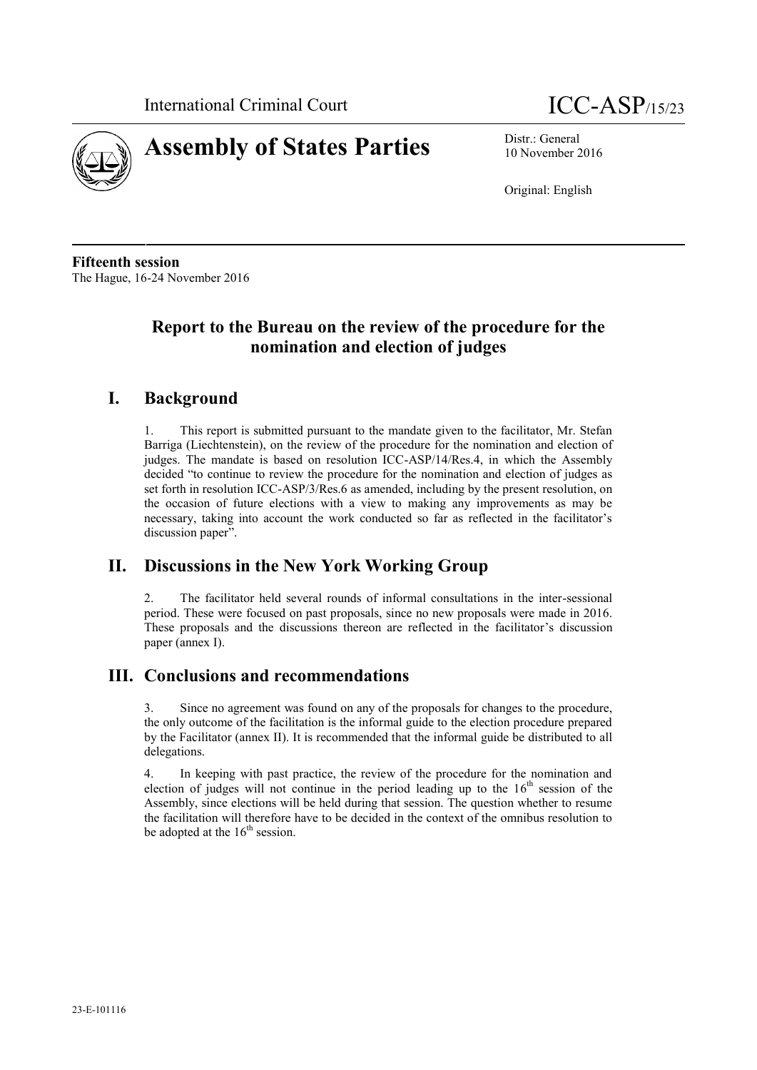International Criminal Court ICC-ASP/15/23

# Assembly of States Parties

Distr.: General
10 November 2016

Original: English

**Fifteenth session**
The Hague, 16-24 November 2016

## Report to the Bureau on the review of the procedure for the nomination and election of judges

## I. Background

1. This report is submitted pursuant to the mandate given to the facilitator, Mr. Stefan Barriga (Liechtenstein), on the review of the procedure for the nomination and election of judges. The mandate is based on resolution ICC-ASP/14/Res.4, in which the Assembly decided "to continue to review the procedure for the nomination and election of judges as set forth in resolution ICC-ASP/3/Res.6 as amended, including by the present resolution, on the occasion of future elections with a view to making any improvements as may be necessary, taking into account the work conducted so far as reflected in the facilitator's discussion paper".

## II. Discussions in the New York Working Group

2. The facilitator held several rounds of informal consultations in the inter-sessional period. These were focused on past proposals, since no new proposals were made in 2016. These proposals and the discussions thereon are reflected in the facilitator's discussion paper (annex I).

## III. Conclusions and recommendations

3. Since no agreement was found on any of the proposals for changes to the procedure, the only outcome of the facilitation is the informal guide to the election procedure prepared by the Facilitator (annex II). It is recommended that the informal guide be distributed to all delegations.

4. In keeping with past practice, the review of the procedure for the nomination and election of judges will not continue in the period leading up to the 16th session of the Assembly, since elections will be held during that session. The question whether to resume the facilitation will therefore have to be decided in the context of the omnibus resolution to be adopted at the 16th session.

23-E-101116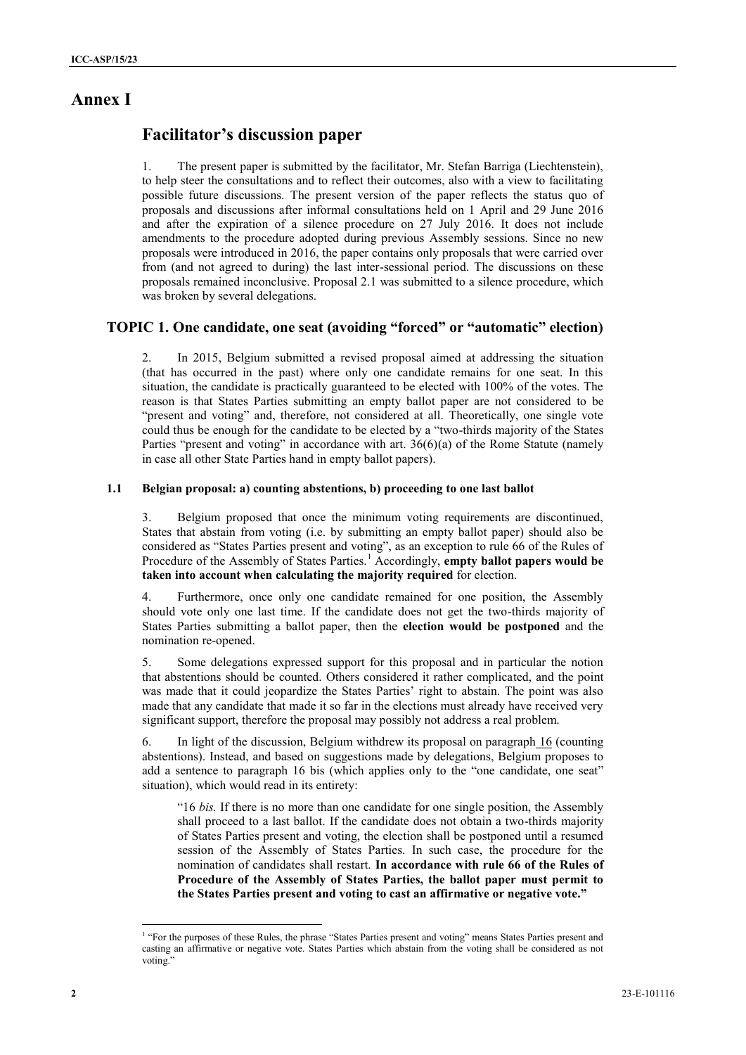# Annex I

## Facilitator's discussion paper

1. The present paper is submitted by the facilitator, Mr. Stefan Barriga (Liechtenstein), to help steer the consultations and to reflect their outcomes, also with a view to facilitating possible future discussions. The present version of the paper reflects the status quo of proposals and discussions after informal consultations held on 1 April and 29 June 2016 and after the expiration of a silence procedure on 27 July 2016. It does not include amendments to the procedure adopted during previous Assembly sessions. Since no new proposals were introduced in 2016, the paper contains only proposals that were carried over from (and not agreed to during) the last inter-sessional period. The discussions on these proposals remained inconclusive. Proposal 2.1 was submitted to a silence procedure, which was broken by several delegations.

### TOPIC 1. One candidate, one seat (avoiding "forced" or "automatic" election)

2. In 2015, Belgium submitted a revised proposal aimed at addressing the situation (that has occurred in the past) where only one candidate remains for one seat. In this situation, the candidate is practically guaranteed to be elected with 100% of the votes. The reason is that States Parties submitting an empty ballot paper are not considered to be "present and voting" and, therefore, not considered at all. Theoretically, one single vote could thus be enough for the candidate to be elected by a "two-thirds majority of the States Parties "present and voting" in accordance with art. 36(6)(a) of the Rome Statute (namely in case all other State Parties hand in empty ballot papers).

#### 1.1 Belgian proposal: a) counting abstentions, b) proceeding to one last ballot

3. Belgium proposed that once the minimum voting requirements are discontinued, States that abstain from voting (i.e. by submitting an empty ballot paper) should also be considered as "States Parties present and voting", as an exception to rule 66 of the Rules of Procedure of the Assembly of States Parties.[1] Accordingly, **empty ballot papers would be taken into account when calculating the majority required** for election.

4. Furthermore, once only one candidate remained for one position, the Assembly should vote only one last time. If the candidate does not get the two-thirds majority of States Parties submitting a ballot paper, then the **election would be postponed** and the nomination re-opened.

5. Some delegations expressed support for this proposal and in particular the notion that abstentions should be counted. Others considered it rather complicated, and the point was made that it could jeopardize the States Parties' right to abstain. The point was also made that any candidate that made it so far in the elections must already have received very significant support, therefore the proposal may possibly not address a real problem.

6. In light of the discussion, Belgium withdrew its proposal on paragraph 16 (counting abstentions). Instead, and based on suggestions made by delegations, Belgium proposes to add a sentence to paragraph 16 bis (which applies only to the "one candidate, one seat" situation), which would read in its entirety:

> "16 *bis.* If there is no more than one candidate for one single position, the Assembly shall proceed to a last ballot. If the candidate does not obtain a two-thirds majority of States Parties present and voting, the election shall be postponed until a resumed session of the Assembly of States Parties. In such case, the procedure for the nomination of candidates shall restart. **In accordance with rule 66 of the Rules of Procedure of the Assembly of States Parties, the ballot paper must permit to the States Parties present and voting to cast an affirmative or negative vote."**

---

[1] "For the purposes of these Rules, the phrase "States Parties present and voting" means States Parties present and casting an affirmative or negative vote. States Parties which abstain from the voting shall be considered as not voting."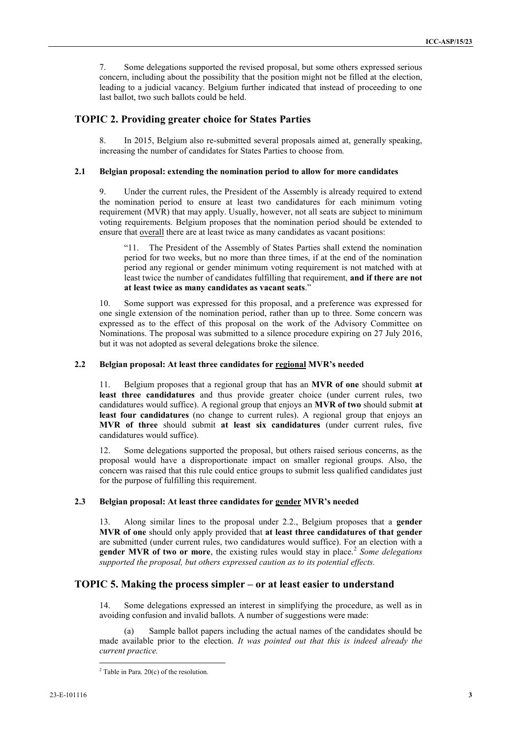7. Some delegations supported the revised proposal, but some others expressed serious concern, including about the possibility that the position might not be filled at the election, leading to a judicial vacancy. Belgium further indicated that instead of proceeding to one last ballot, two such ballots could be held.

## TOPIC 2. Providing greater choice for States Parties

8. In 2015, Belgium also re-submitted several proposals aimed at, generally speaking, increasing the number of candidates for States Parties to choose from.

### 2.1 Belgian proposal: extending the nomination period to allow for more candidates

9. Under the current rules, the President of the Assembly is already required to extend the nomination period to ensure at least two candidatures for each minimum voting requirement (MVR) that may apply. Usually, however, not all seats are subject to minimum voting requirements. Belgium proposes that the nomination period should be extended to ensure that <u>overall</u> there are at least twice as many candidates as vacant positions:

> "11. The President of the Assembly of States Parties shall extend the nomination period for two weeks, but no more than three times, if at the end of the nomination period any regional or gender minimum voting requirement is not matched with at least twice the number of candidates fulfilling that requirement, **and if there are not at least twice as many candidates as vacant seats**."

10. Some support was expressed for this proposal, and a preference was expressed for one single extension of the nomination period, rather than up to three. Some concern was expressed as to the effect of this proposal on the work of the Advisory Committee on Nominations. The proposal was submitted to a silence procedure expiring on 27 July 2016, but it was not adopted as several delegations broke the silence.

### 2.2 Belgian proposal: At least three candidates for <u>regional</u> MVR's needed

11. Belgium proposes that a regional group that has an **MVR of one** should submit **at least three candidatures** and thus provide greater choice (under current rules, two candidatures would suffice). A regional group that enjoys an **MVR of two** should submit **at least four candidatures** (no change to current rules). A regional group that enjoys an **MVR of three** should submit **at least six candidatures** (under current rules, five candidatures would suffice).

12. Some delegations supported the proposal, but others raised serious concerns, as the proposal would have a disproportionate impact on smaller regional groups. Also, the concern was raised that this rule could entice groups to submit less qualified candidates just for the purpose of fulfilling this requirement.

### 2.3 Belgian proposal: At least three candidates for <u>gender</u> MVR's needed

13. Along similar lines to the proposal under 2.2., Belgium proposes that a **gender MVR of one** should only apply provided that **at least three candidatures of that gender** are submitted (under current rules, two candidatures would suffice). For an election with a **gender MVR of two or more**, the existing rules would stay in place.[2] *Some delegations supported the proposal, but others expressed caution as to its potential effects.*

## TOPIC 5. Making the process simpler – or at least easier to understand

14. Some delegations expressed an interest in simplifying the procedure, as well as in avoiding confusion and invalid ballots. A number of suggestions were made:

(a) Sample ballot papers including the actual names of the candidates should be made available prior to the election. *It was pointed out that this is indeed already the current practice.*

[2] Table in Para. 20(c) of the resolution.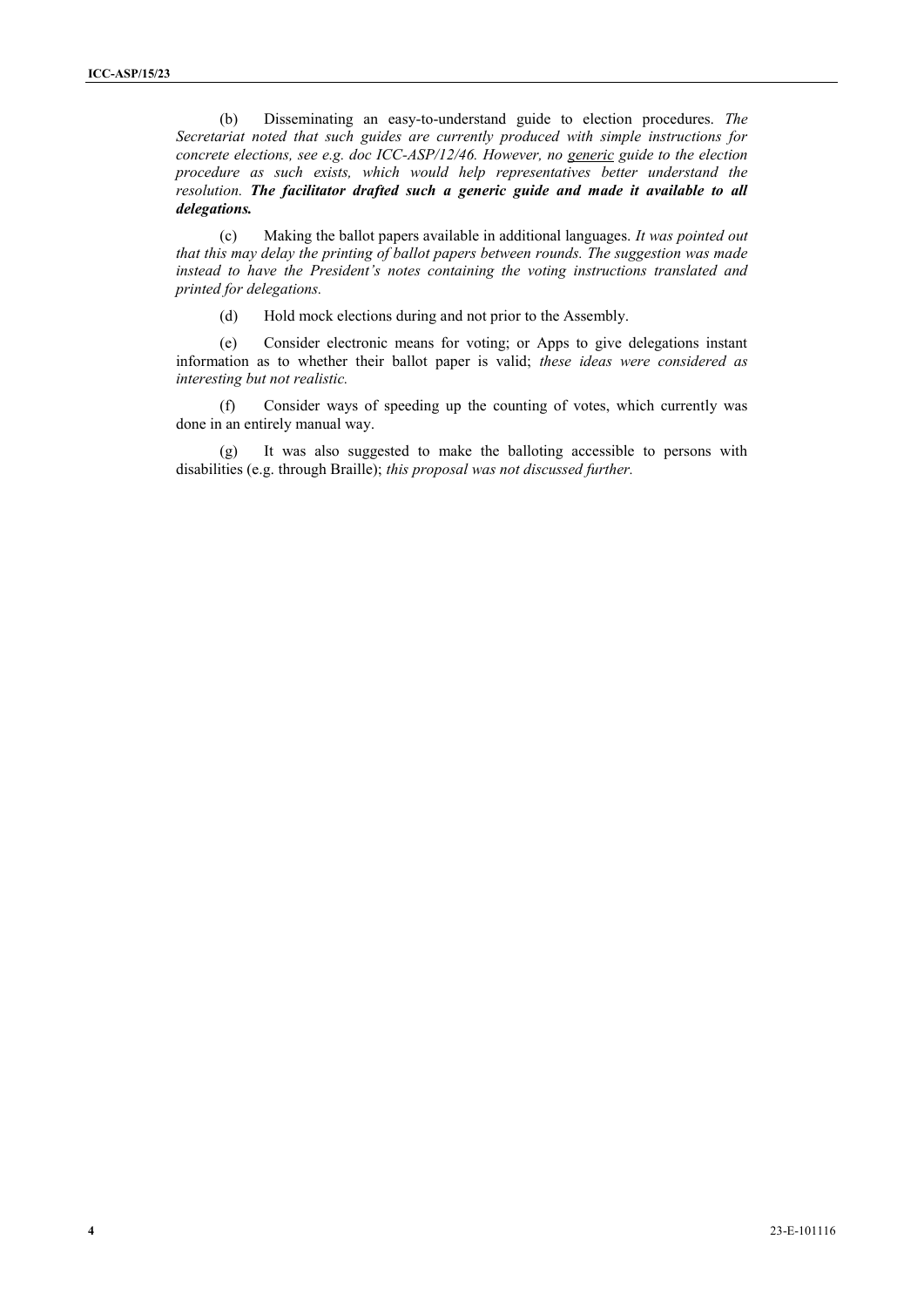(b) Disseminating an easy-to-understand guide to election procedures. *The Secretariat noted that such guides are currently produced with simple instructions for concrete elections, see e.g. doc ICC-ASP/12/46. However, no* <u>*generic*</u> *guide to the election procedure as such exists, which would help representatives better understand the resolution.* ***The facilitator drafted such a generic guide and made it available to all delegations.***

(c) Making the ballot papers available in additional languages. *It was pointed out that this may delay the printing of ballot papers between rounds. The suggestion was made instead to have the President's notes containing the voting instructions translated and printed for delegations.*

(d) Hold mock elections during and not prior to the Assembly.

(e) Consider electronic means for voting; or Apps to give delegations instant information as to whether their ballot paper is valid; *these ideas were considered as interesting but not realistic.*

(f) Consider ways of speeding up the counting of votes, which currently was done in an entirely manual way.

(g) It was also suggested to make the balloting accessible to persons with disabilities (e.g. through Braille); *this proposal was not discussed further.*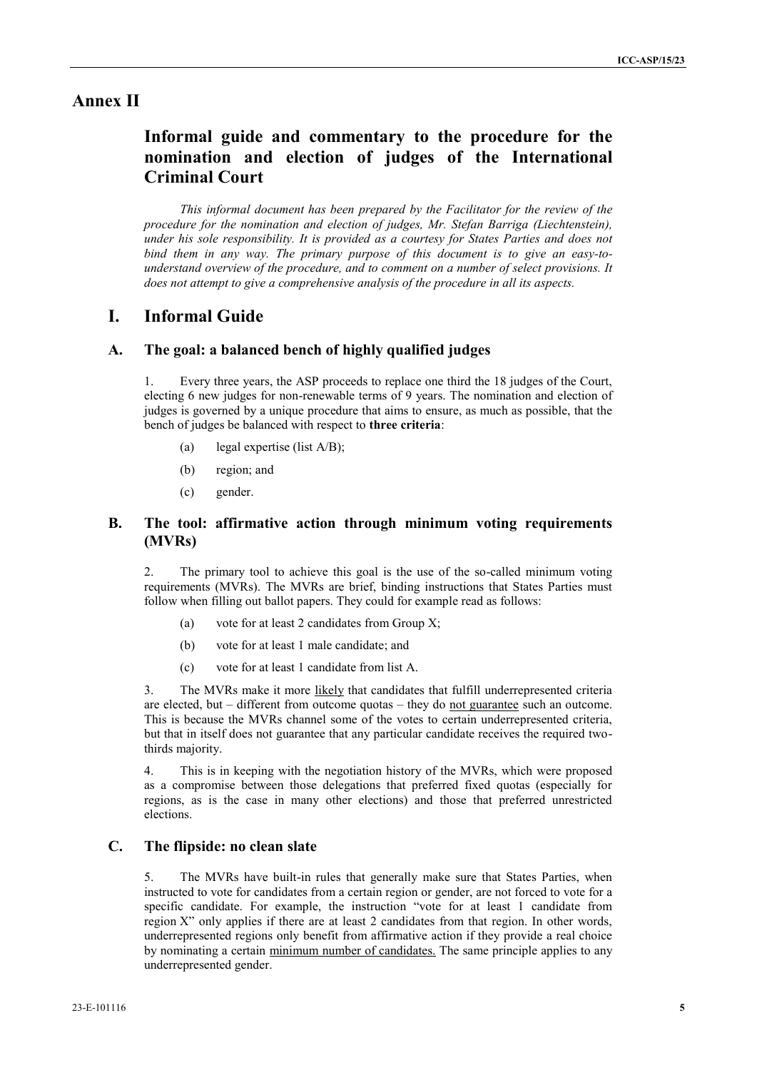# Annex II

## Informal guide and commentary to the procedure for the nomination and election of judges of the International Criminal Court

*This informal document has been prepared by the Facilitator for the review of the procedure for the nomination and election of judges, Mr. Stefan Barriga (Liechtenstein), under his sole responsibility. It is provided as a courtesy for States Parties and does not bind them in any way. The primary purpose of this document is to give an easy-to-understand overview of the procedure, and to comment on a number of select provisions. It does not attempt to give a comprehensive analysis of the procedure in all its aspects.*

## I. Informal Guide

### A. The goal: a balanced bench of highly qualified judges

1. Every three years, the ASP proceeds to replace one third the 18 judges of the Court, electing 6 new judges for non-renewable terms of 9 years. The nomination and election of judges is governed by a unique procedure that aims to ensure, as much as possible, that the bench of judges be balanced with respect to **three criteria**:

   (a) legal expertise (list A/B);

   (b) region; and

   (c) gender.

### B. The tool: affirmative action through minimum voting requirements (MVRs)

2. The primary tool to achieve this goal is the use of the so-called minimum voting requirements (MVRs). The MVRs are brief, binding instructions that States Parties must follow when filling out ballot papers. They could for example read as follows:

   (a) vote for at least 2 candidates from Group X;

   (b) vote for at least 1 male candidate; and

   (c) vote for at least 1 candidate from list A.

3. The MVRs make it more likely that candidates that fulfill underrepresented criteria are elected, but – different from outcome quotas – they do not guarantee such an outcome. This is because the MVRs channel some of the votes to certain underrepresented criteria, but that in itself does not guarantee that any particular candidate receives the required two-thirds majority.

4. This is in keeping with the negotiation history of the MVRs, which were proposed as a compromise between those delegations that preferred fixed quotas (especially for regions, as is the case in many other elections) and those that preferred unrestricted elections.

### C. The flipside: no clean slate

5. The MVRs have built-in rules that generally make sure that States Parties, when instructed to vote for candidates from a certain region or gender, are not forced to vote for a specific candidate. For example, the instruction "vote for at least 1 candidate from region X" only applies if there are at least 2 candidates from that region. In other words, underrepresented regions only benefit from affirmative action if they provide a real choice by nominating a certain minimum number of candidates. The same principle applies to any underrepresented gender.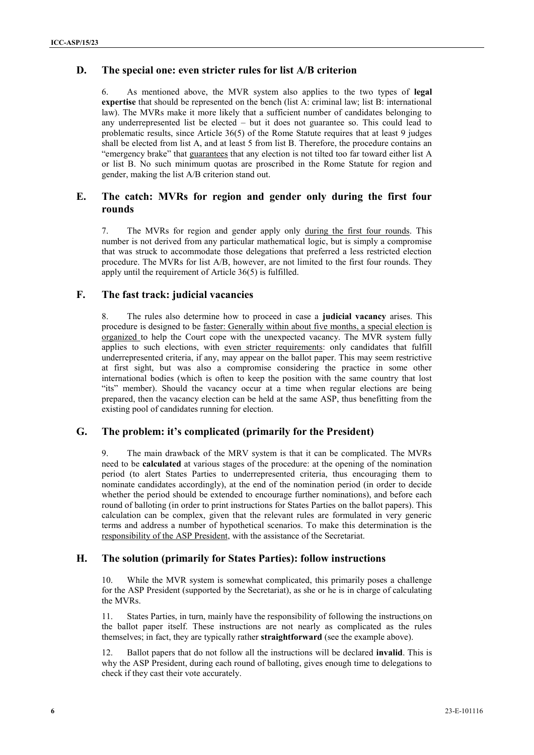## D. The special one: even stricter rules for list A/B criterion

6. As mentioned above, the MVR system also applies to the two types of **legal expertise** that should be represented on the bench (list A: criminal law; list B: international law). The MVRs make it more likely that a sufficient number of candidates belonging to any underrepresented list be elected – but it does not guarantee so. This could lead to problematic results, since Article 36(5) of the Rome Statute requires that at least 9 judges shall be elected from list A, and at least 5 from list B. Therefore, the procedure contains an "emergency brake" that guarantees that any election is not tilted too far toward either list A or list B. No such minimum quotas are proscribed in the Rome Statute for region and gender, making the list A/B criterion stand out.

## E. The catch: MVRs for region and gender only during the first four rounds

7. The MVRs for region and gender apply only during the first four rounds. This number is not derived from any particular mathematical logic, but is simply a compromise that was struck to accommodate those delegations that preferred a less restricted election procedure. The MVRs for list A/B, however, are not limited to the first four rounds. They apply until the requirement of Article 36(5) is fulfilled.

## F. The fast track: judicial vacancies

8. The rules also determine how to proceed in case a **judicial vacancy** arises. This procedure is designed to be faster: Generally within about five months, a special election is organized to help the Court cope with the unexpected vacancy. The MVR system fully applies to such elections, with even stricter requirements: only candidates that fulfill underrepresented criteria, if any, may appear on the ballot paper. This may seem restrictive at first sight, but was also a compromise considering the practice in some other international bodies (which is often to keep the position with the same country that lost "its" member). Should the vacancy occur at a time when regular elections are being prepared, then the vacancy election can be held at the same ASP, thus benefitting from the existing pool of candidates running for election.

## G. The problem: it's complicated (primarily for the President)

9. The main drawback of the MRV system is that it can be complicated. The MVRs need to be **calculated** at various stages of the procedure: at the opening of the nomination period (to alert States Parties to underrepresented criteria, thus encouraging them to nominate candidates accordingly), at the end of the nomination period (in order to decide whether the period should be extended to encourage further nominations), and before each round of balloting (in order to print instructions for States Parties on the ballot papers). This calculation can be complex, given that the relevant rules are formulated in very generic terms and address a number of hypothetical scenarios. To make this determination is the responsibility of the ASP President, with the assistance of the Secretariat.

## H. The solution (primarily for States Parties): follow instructions

10. While the MVR system is somewhat complicated, this primarily poses a challenge for the ASP President (supported by the Secretariat), as she or he is in charge of calculating the MVRs.

11. States Parties, in turn, mainly have the responsibility of following the instructions on the ballot paper itself. These instructions are not nearly as complicated as the rules themselves; in fact, they are typically rather **straightforward** (see the example above).

12. Ballot papers that do not follow all the instructions will be declared **invalid**. This is why the ASP President, during each round of balloting, gives enough time to delegations to check if they cast their vote accurately.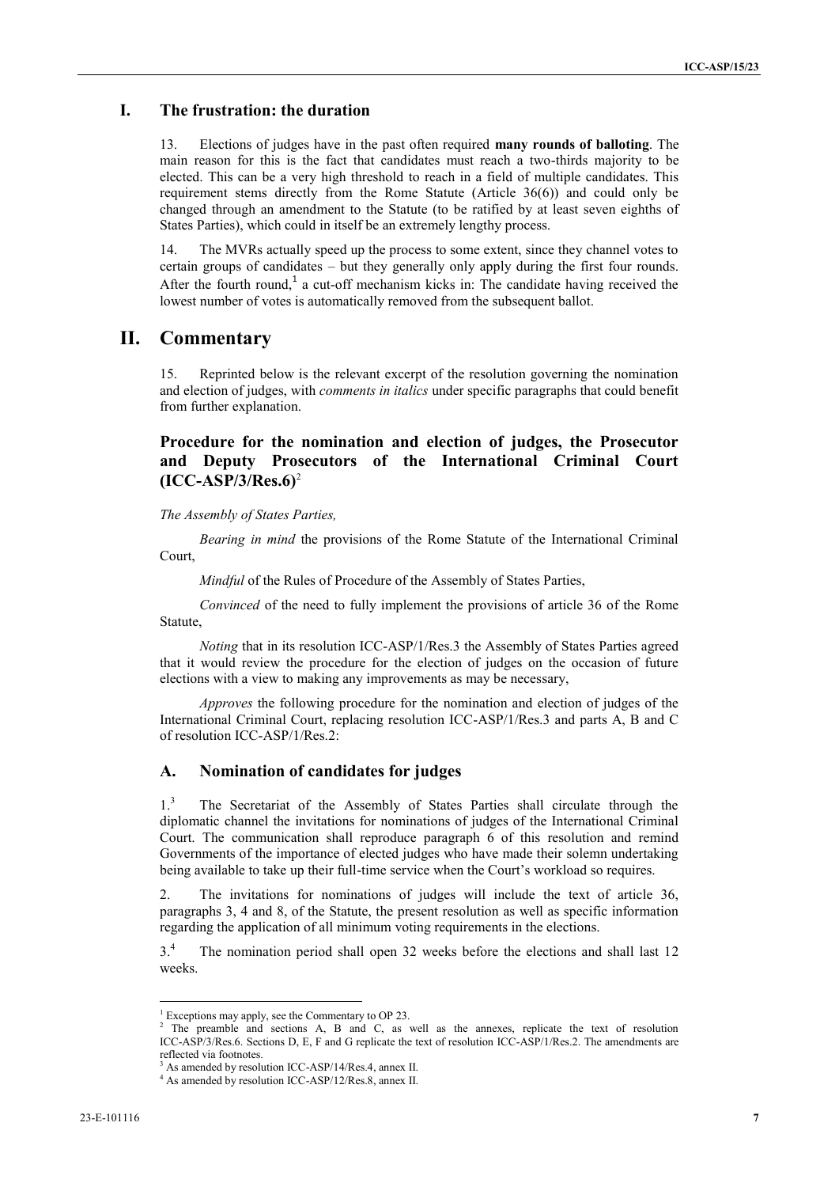## I. The frustration: the duration

13. Elections of judges have in the past often required **many rounds of balloting**. The main reason for this is the fact that candidates must reach a two-thirds majority to be elected. This can be a very high threshold to reach in a field of multiple candidates. This requirement stems directly from the Rome Statute (Article 36(6)) and could only be changed through an amendment to the Statute (to be ratified by at least seven eighths of States Parties), which could in itself be an extremely lengthy process.

14. The MVRs actually speed up the process to some extent, since they channel votes to certain groups of candidates – but they generally only apply during the first four rounds. After the fourth round,[1] a cut-off mechanism kicks in: The candidate having received the lowest number of votes is automatically removed from the subsequent ballot.

## II. Commentary

15. Reprinted below is the relevant excerpt of the resolution governing the nomination and election of judges, with *comments in italics* under specific paragraphs that could benefit from further explanation.

### Procedure for the nomination and election of judges, the Prosecutor and Deputy Prosecutors of the International Criminal Court (ICC-ASP/3/Res.6)[2]

*The Assembly of States Parties,*

*Bearing in mind* the provisions of the Rome Statute of the International Criminal Court,

*Mindful* of the Rules of Procedure of the Assembly of States Parties,

*Convinced* of the need to fully implement the provisions of article 36 of the Rome Statute,

*Noting* that in its resolution ICC-ASP/1/Res.3 the Assembly of States Parties agreed that it would review the procedure for the election of judges on the occasion of future elections with a view to making any improvements as may be necessary,

*Approves* the following procedure for the nomination and election of judges of the International Criminal Court, replacing resolution ICC-ASP/1/Res.3 and parts A, B and C of resolution ICC-ASP/1/Res.2:

### A. Nomination of candidates for judges

1.[3] The Secretariat of the Assembly of States Parties shall circulate through the diplomatic channel the invitations for nominations of judges of the International Criminal Court. The communication shall reproduce paragraph 6 of this resolution and remind Governments of the importance of elected judges who have made their solemn undertaking being available to take up their full-time service when the Court's workload so requires.

2. The invitations for nominations of judges will include the text of article 36, paragraphs 3, 4 and 8, of the Statute, the present resolution as well as specific information regarding the application of all minimum voting requirements in the elections.

3.[4] The nomination period shall open 32 weeks before the elections and shall last 12 weeks.

---

[1] Exceptions may apply, see the Commentary to OP 23.

[2] The preamble and sections A, B and C, as well as the annexes, replicate the text of resolution ICC-ASP/3/Res.6. Sections D, E, F and G replicate the text of resolution ICC-ASP/1/Res.2. The amendments are reflected via footnotes.

[3] As amended by resolution ICC-ASP/14/Res.4, annex II.

[4] As amended by resolution ICC-ASP/12/Res.8, annex II.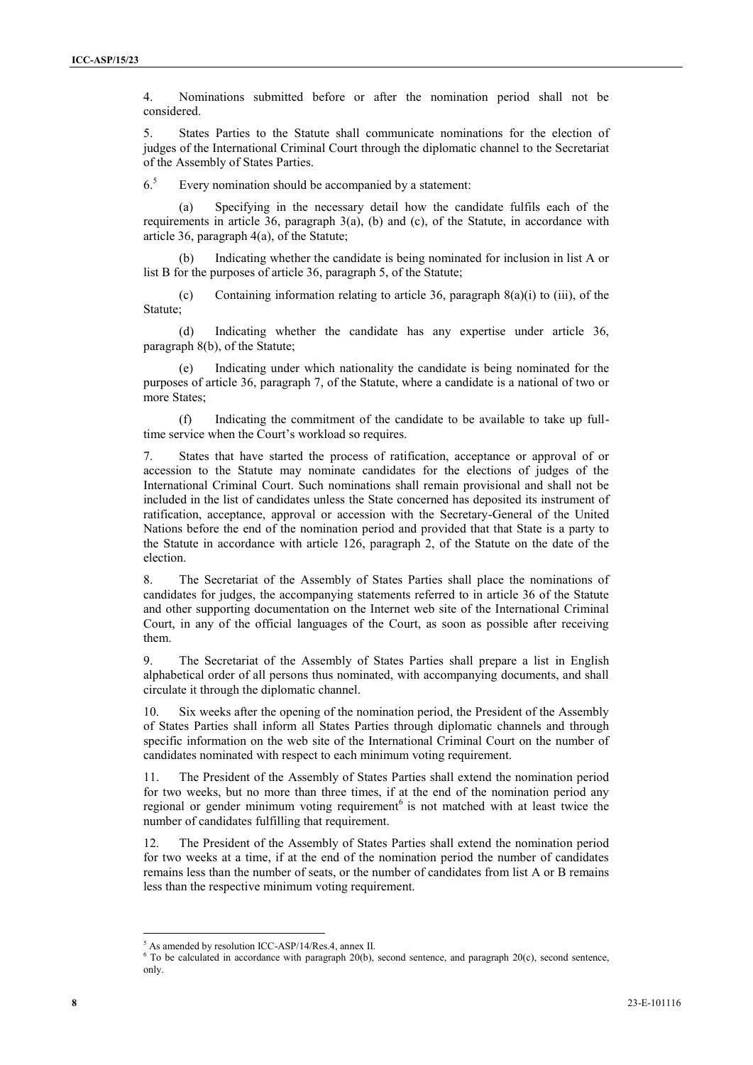4. Nominations submitted before or after the nomination period shall not be considered.

5. States Parties to the Statute shall communicate nominations for the election of judges of the International Criminal Court through the diplomatic channel to the Secretariat of the Assembly of States Parties.

6.[5] Every nomination should be accompanied by a statement:

(a) Specifying in the necessary detail how the candidate fulfils each of the requirements in article 36, paragraph 3(a), (b) and (c), of the Statute, in accordance with article 36, paragraph 4(a), of the Statute;

(b) Indicating whether the candidate is being nominated for inclusion in list A or list B for the purposes of article 36, paragraph 5, of the Statute;

(c) Containing information relating to article 36, paragraph 8(a)(i) to (iii), of the Statute;

(d) Indicating whether the candidate has any expertise under article 36, paragraph 8(b), of the Statute;

(e) Indicating under which nationality the candidate is being nominated for the purposes of article 36, paragraph 7, of the Statute, where a candidate is a national of two or more States;

(f) Indicating the commitment of the candidate to be available to take up full-time service when the Court's workload so requires.

7. States that have started the process of ratification, acceptance or approval of or accession to the Statute may nominate candidates for the elections of judges of the International Criminal Court. Such nominations shall remain provisional and shall not be included in the list of candidates unless the State concerned has deposited its instrument of ratification, acceptance, approval or accession with the Secretary-General of the United Nations before the end of the nomination period and provided that that State is a party to the Statute in accordance with article 126, paragraph 2, of the Statute on the date of the election.

8. The Secretariat of the Assembly of States Parties shall place the nominations of candidates for judges, the accompanying statements referred to in article 36 of the Statute and other supporting documentation on the Internet web site of the International Criminal Court, in any of the official languages of the Court, as soon as possible after receiving them.

9. The Secretariat of the Assembly of States Parties shall prepare a list in English alphabetical order of all persons thus nominated, with accompanying documents, and shall circulate it through the diplomatic channel.

10. Six weeks after the opening of the nomination period, the President of the Assembly of States Parties shall inform all States Parties through diplomatic channels and through specific information on the web site of the International Criminal Court on the number of candidates nominated with respect to each minimum voting requirement.

11. The President of the Assembly of States Parties shall extend the nomination period for two weeks, but no more than three times, if at the end of the nomination period any regional or gender minimum voting requirement[6] is not matched with at least twice the number of candidates fulfilling that requirement.

12. The President of the Assembly of States Parties shall extend the nomination period for two weeks at a time, if at the end of the nomination period the number of candidates remains less than the number of seats, or the number of candidates from list A or B remains less than the respective minimum voting requirement.

---

[5] As amended by resolution ICC-ASP/14/Res.4, annex II.

[6] To be calculated in accordance with paragraph 20(b), second sentence, and paragraph 20(c), second sentence, only.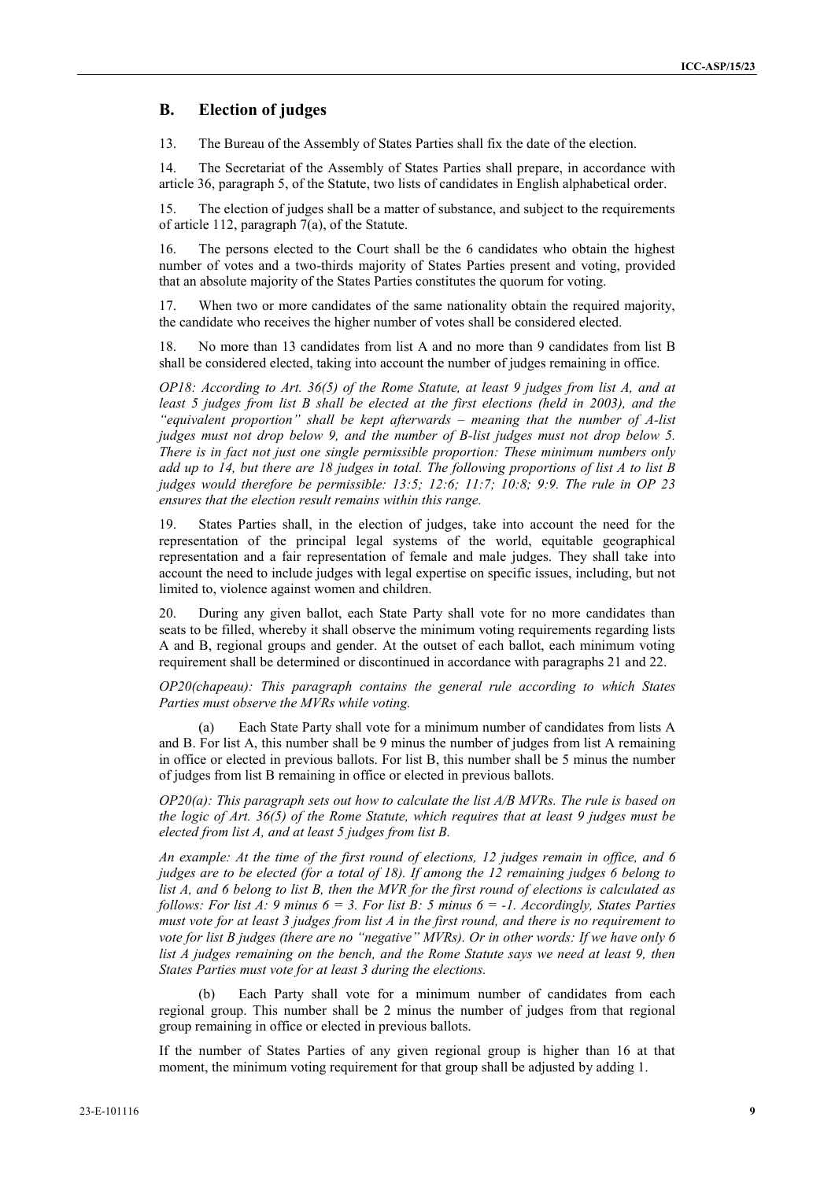## B. Election of judges

13. The Bureau of the Assembly of States Parties shall fix the date of the election.

14. The Secretariat of the Assembly of States Parties shall prepare, in accordance with article 36, paragraph 5, of the Statute, two lists of candidates in English alphabetical order.

15. The election of judges shall be a matter of substance, and subject to the requirements of article 112, paragraph 7(a), of the Statute.

16. The persons elected to the Court shall be the 6 candidates who obtain the highest number of votes and a two-thirds majority of States Parties present and voting, provided that an absolute majority of the States Parties constitutes the quorum for voting.

17. When two or more candidates of the same nationality obtain the required majority, the candidate who receives the higher number of votes shall be considered elected.

18. No more than 13 candidates from list A and no more than 9 candidates from list B shall be considered elected, taking into account the number of judges remaining in office.

*OP18: According to Art. 36(5) of the Rome Statute, at least 9 judges from list A, and at least 5 judges from list B shall be elected at the first elections (held in 2003), and the "equivalent proportion" shall be kept afterwards – meaning that the number of A-list judges must not drop below 9, and the number of B-list judges must not drop below 5. There is in fact not just one single permissible proportion: These minimum numbers only add up to 14, but there are 18 judges in total. The following proportions of list A to list B judges would therefore be permissible: 13:5; 12:6; 11:7; 10:8; 9:9. The rule in OP 23 ensures that the election result remains within this range.*

19. States Parties shall, in the election of judges, take into account the need for the representation of the principal legal systems of the world, equitable geographical representation and a fair representation of female and male judges. They shall take into account the need to include judges with legal expertise on specific issues, including, but not limited to, violence against women and children.

20. During any given ballot, each State Party shall vote for no more candidates than seats to be filled, whereby it shall observe the minimum voting requirements regarding lists A and B, regional groups and gender. At the outset of each ballot, each minimum voting requirement shall be determined or discontinued in accordance with paragraphs 21 and 22.

*OP20(chapeau): This paragraph contains the general rule according to which States Parties must observe the MVRs while voting.*

(a) Each State Party shall vote for a minimum number of candidates from lists A and B. For list A, this number shall be 9 minus the number of judges from list A remaining in office or elected in previous ballots. For list B, this number shall be 5 minus the number of judges from list B remaining in office or elected in previous ballots.

*OP20(a): This paragraph sets out how to calculate the list A/B MVRs. The rule is based on the logic of Art. 36(5) of the Rome Statute, which requires that at least 9 judges must be elected from list A, and at least 5 judges from list B.*

*An example: At the time of the first round of elections, 12 judges remain in office, and 6 judges are to be elected (for a total of 18). If among the 12 remaining judges 6 belong to list A, and 6 belong to list B, then the MVR for the first round of elections is calculated as follows: For list A: 9 minus 6 = 3. For list B: 5 minus 6 = -1. Accordingly, States Parties must vote for at least 3 judges from list A in the first round, and there is no requirement to vote for list B judges (there are no "negative" MVRs). Or in other words: If we have only 6 list A judges remaining on the bench, and the Rome Statute says we need at least 9, then States Parties must vote for at least 3 during the elections.*

(b) Each Party shall vote for a minimum number of candidates from each regional group. This number shall be 2 minus the number of judges from that regional group remaining in office or elected in previous ballots.

If the number of States Parties of any given regional group is higher than 16 at that moment, the minimum voting requirement for that group shall be adjusted by adding 1.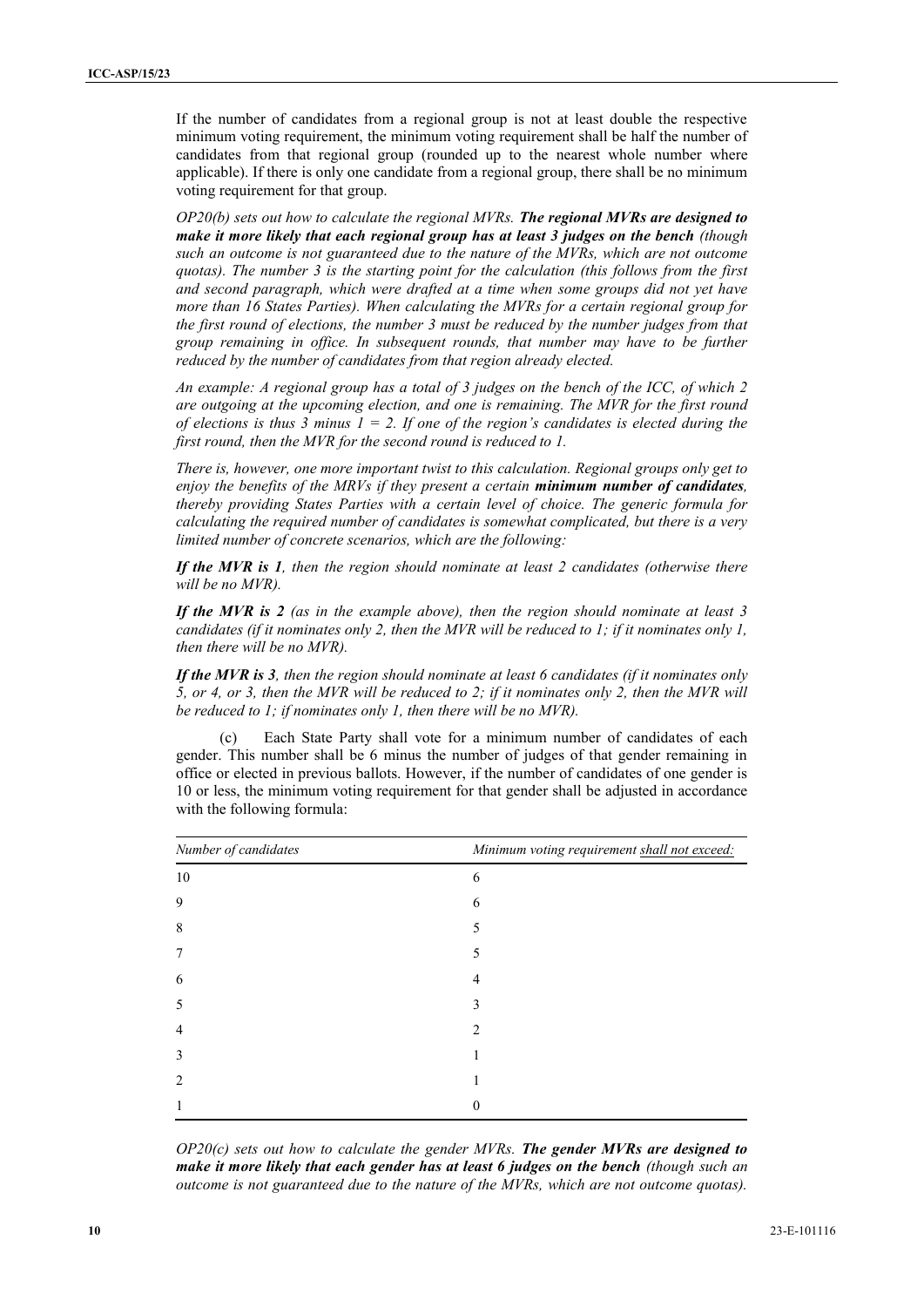If the number of candidates from a regional group is not at least double the respective minimum voting requirement, the minimum voting requirement shall be half the number of candidates from that regional group (rounded up to the nearest whole number where applicable). If there is only one candidate from a regional group, there shall be no minimum voting requirement for that group.

*OP20(b) sets out how to calculate the regional MVRs.* ***The regional MVRs are designed to make it more likely that each regional group has at least 3 judges on the bench*** *(though such an outcome is not guaranteed due to the nature of the MVRs, which are not outcome quotas). The number 3 is the starting point for the calculation (this follows from the first and second paragraph, which were drafted at a time when some groups did not yet have more than 16 States Parties). When calculating the MVRs for a certain regional group for the first round of elections, the number 3 must be reduced by the number judges from that group remaining in office. In subsequent rounds, that number may have to be further reduced by the number of candidates from that region already elected.*

*An example: A regional group has a total of 3 judges on the bench of the ICC, of which 2 are outgoing at the upcoming election, and one is remaining. The MVR for the first round of elections is thus 3 minus 1 = 2. If one of the region's candidates is elected during the first round, then the MVR for the second round is reduced to 1.*

*There is, however, one more important twist to this calculation. Regional groups only get to enjoy the benefits of the MRVs if they present a certain* ***minimum number of candidates****, thereby providing States Parties with a certain level of choice. The generic formula for calculating the required number of candidates is somewhat complicated, but there is a very limited number of concrete scenarios, which are the following:*

***If the MVR is 1****, then the region should nominate at least 2 candidates (otherwise there will be no MVR).*

***If the MVR is 2*** *(as in the example above), then the region should nominate at least 3 candidates (if it nominates only 2, then the MVR will be reduced to 1; if it nominates only 1, then there will be no MVR).*

***If the MVR is 3****, then the region should nominate at least 6 candidates (if it nominates only 5, or 4, or 3, then the MVR will be reduced to 2; if it nominates only 2, then the MVR will be reduced to 1; if nominates only 1, then there will be no MVR).*

(c) Each State Party shall vote for a minimum number of candidates of each gender. This number shall be 6 minus the number of judges of that gender remaining in office or elected in previous ballots. However, if the number of candidates of one gender is 10 or less, the minimum voting requirement for that gender shall be adjusted in accordance with the following formula:

| *Number of candidates* | *Minimum voting requirement shall not exceed:* |
|---|---|
| 10 | 6 |
| 9 | 6 |
| 8 | 5 |
| 7 | 5 |
| 6 | 4 |
| 5 | 3 |
| 4 | 2 |
| 3 | 1 |
| 2 | 1 |
| 1 | 0 |

*OP20(c) sets out how to calculate the gender MVRs.* ***The gender MVRs are designed to make it more likely that each gender has at least 6 judges on the bench*** *(though such an outcome is not guaranteed due to the nature of the MVRs, which are not outcome quotas).*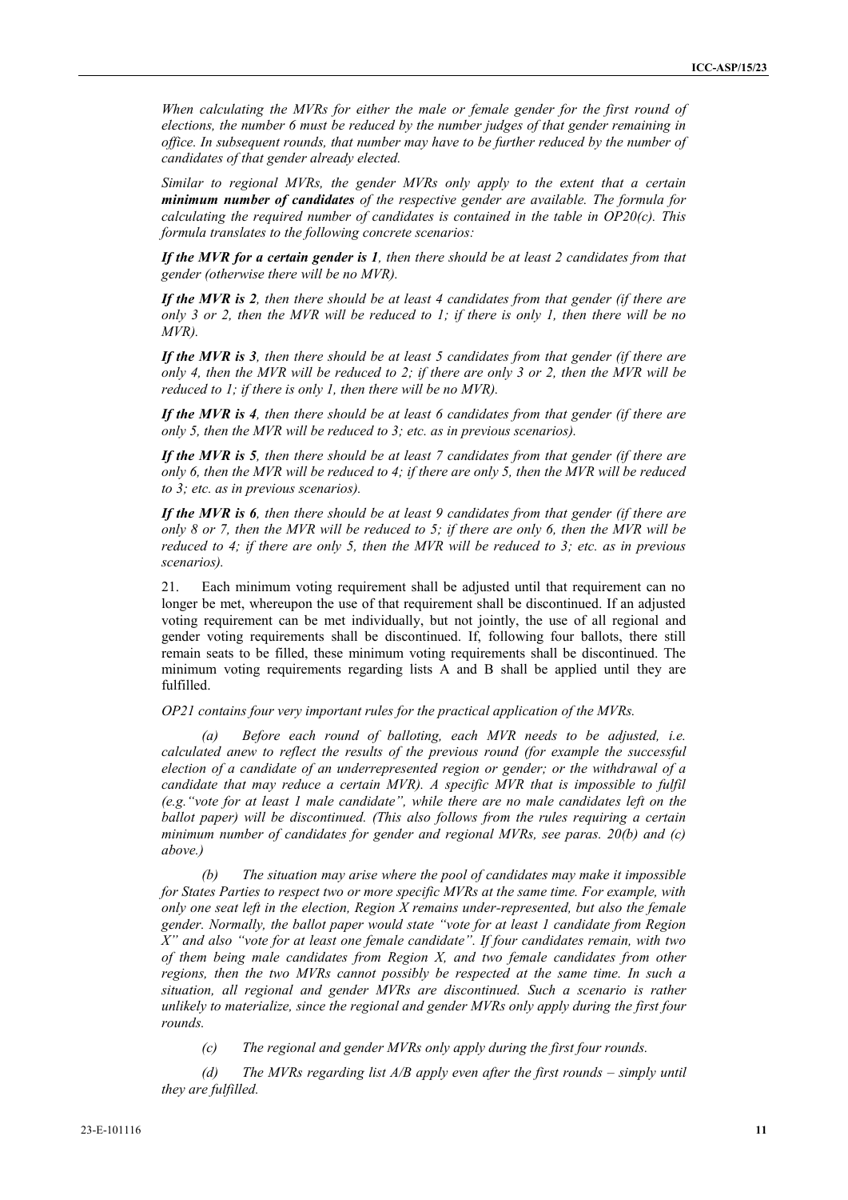*When calculating the MVRs for either the male or female gender for the first round of elections, the number 6 must be reduced by the number judges of that gender remaining in office. In subsequent rounds, that number may have to be further reduced by the number of candidates of that gender already elected.*

*Similar to regional MVRs, the gender MVRs only apply to the extent that a certain* ***minimum number of candidates*** *of the respective gender are available. The formula for calculating the required number of candidates is contained in the table in OP20(c). This formula translates to the following concrete scenarios:*

***If the MVR for a certain gender is 1****, then there should be at least 2 candidates from that gender (otherwise there will be no MVR).*

***If the MVR is 2****, then there should be at least 4 candidates from that gender (if there are only 3 or 2, then the MVR will be reduced to 1; if there is only 1, then there will be no MVR).*

***If the MVR is 3****, then there should be at least 5 candidates from that gender (if there are only 4, then the MVR will be reduced to 2; if there are only 3 or 2, then the MVR will be reduced to 1; if there is only 1, then there will be no MVR).*

***If the MVR is 4****, then there should be at least 6 candidates from that gender (if there are only 5, then the MVR will be reduced to 3; etc. as in previous scenarios).*

***If the MVR is 5****, then there should be at least 7 candidates from that gender (if there are only 6, then the MVR will be reduced to 4; if there are only 5, then the MVR will be reduced to 3; etc. as in previous scenarios).*

***If the MVR is 6****, then there should be at least 9 candidates from that gender (if there are only 8 or 7, then the MVR will be reduced to 5; if there are only 6, then the MVR will be reduced to 4; if there are only 5, then the MVR will be reduced to 3; etc. as in previous scenarios).*

21. Each minimum voting requirement shall be adjusted until that requirement can no longer be met, whereupon the use of that requirement shall be discontinued. If an adjusted voting requirement can be met individually, but not jointly, the use of all regional and gender voting requirements shall be discontinued. If, following four ballots, there still remain seats to be filled, these minimum voting requirements shall be discontinued. The minimum voting requirements regarding lists A and B shall be applied until they are fulfilled.

*OP21 contains four very important rules for the practical application of the MVRs.*

*(a) Before each round of balloting, each MVR needs to be adjusted, i.e. calculated anew to reflect the results of the previous round (for example the successful election of a candidate of an underrepresented region or gender; or the withdrawal of a candidate that may reduce a certain MVR). A specific MVR that is impossible to fulfil (e.g."vote for at least 1 male candidate", while there are no male candidates left on the ballot paper) will be discontinued. (This also follows from the rules requiring a certain minimum number of candidates for gender and regional MVRs, see paras. 20(b) and (c) above.)*

*(b) The situation may arise where the pool of candidates may make it impossible for States Parties to respect two or more specific MVRs at the same time. For example, with only one seat left in the election, Region X remains under-represented, but also the female gender. Normally, the ballot paper would state "vote for at least 1 candidate from Region X" and also "vote for at least one female candidate". If four candidates remain, with two of them being male candidates from Region X, and two female candidates from other regions, then the two MVRs cannot possibly be respected at the same time. In such a situation, all regional and gender MVRs are discontinued. Such a scenario is rather unlikely to materialize, since the regional and gender MVRs only apply during the first four rounds.*

*(c) The regional and gender MVRs only apply during the first four rounds.*

*(d) The MVRs regarding list A/B apply even after the first rounds – simply until they are fulfilled.*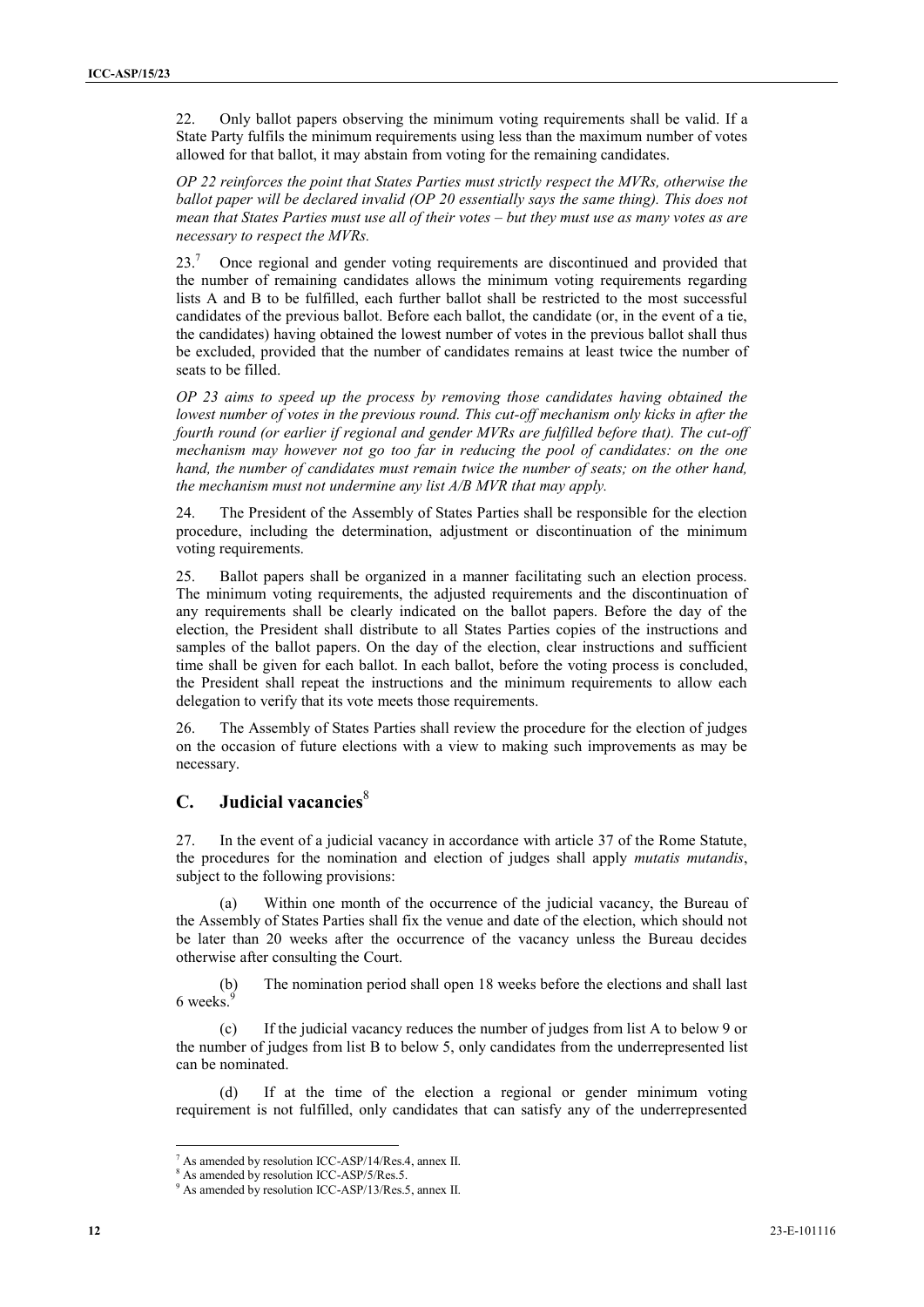22. Only ballot papers observing the minimum voting requirements shall be valid. If a State Party fulfils the minimum requirements using less than the maximum number of votes allowed for that ballot, it may abstain from voting for the remaining candidates.

*OP 22 reinforces the point that States Parties must strictly respect the MVRs, otherwise the ballot paper will be declared invalid (OP 20 essentially says the same thing). This does not mean that States Parties must use all of their votes – but they must use as many votes as are necessary to respect the MVRs.*

23.[7] Once regional and gender voting requirements are discontinued and provided that the number of remaining candidates allows the minimum voting requirements regarding lists A and B to be fulfilled, each further ballot shall be restricted to the most successful candidates of the previous ballot. Before each ballot, the candidate (or, in the event of a tie, the candidates) having obtained the lowest number of votes in the previous ballot shall thus be excluded, provided that the number of candidates remains at least twice the number of seats to be filled.

*OP 23 aims to speed up the process by removing those candidates having obtained the lowest number of votes in the previous round. This cut-off mechanism only kicks in after the fourth round (or earlier if regional and gender MVRs are fulfilled before that). The cut-off mechanism may however not go too far in reducing the pool of candidates: on the one hand, the number of candidates must remain twice the number of seats; on the other hand, the mechanism must not undermine any list A/B MVR that may apply.*

24. The President of the Assembly of States Parties shall be responsible for the election procedure, including the determination, adjustment or discontinuation of the minimum voting requirements.

25. Ballot papers shall be organized in a manner facilitating such an election process. The minimum voting requirements, the adjusted requirements and the discontinuation of any requirements shall be clearly indicated on the ballot papers. Before the day of the election, the President shall distribute to all States Parties copies of the instructions and samples of the ballot papers. On the day of the election, clear instructions and sufficient time shall be given for each ballot. In each ballot, before the voting process is concluded, the President shall repeat the instructions and the minimum requirements to allow each delegation to verify that its vote meets those requirements.

26. The Assembly of States Parties shall review the procedure for the election of judges on the occasion of future elections with a view to making such improvements as may be necessary.

## C. Judicial vacancies[8]

27. In the event of a judicial vacancy in accordance with article 37 of the Rome Statute, the procedures for the nomination and election of judges shall apply *mutatis mutandis*, subject to the following provisions:

(a) Within one month of the occurrence of the judicial vacancy, the Bureau of the Assembly of States Parties shall fix the venue and date of the election, which should not be later than 20 weeks after the occurrence of the vacancy unless the Bureau decides otherwise after consulting the Court.

(b) The nomination period shall open 18 weeks before the elections and shall last 6 weeks.[9]

(c) If the judicial vacancy reduces the number of judges from list A to below 9 or the number of judges from list B to below 5, only candidates from the underrepresented list can be nominated.

(d) If at the time of the election a regional or gender minimum voting requirement is not fulfilled, only candidates that can satisfy any of the underrepresented

---

[7] As amended by resolution ICC-ASP/14/Res.4, annex II.

[8] As amended by resolution ICC-ASP/5/Res.5.

[9] As amended by resolution ICC-ASP/13/Res.5, annex II.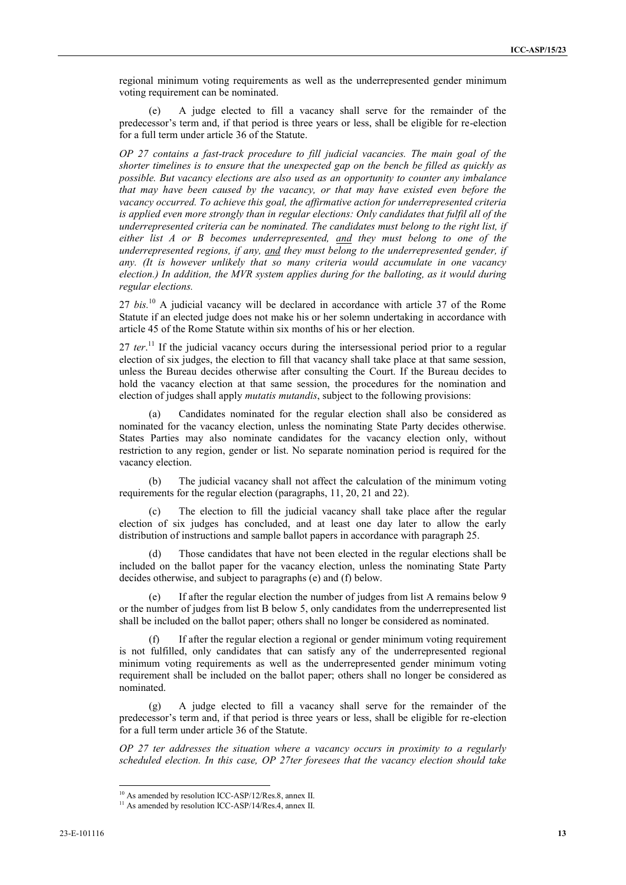regional minimum voting requirements as well as the underrepresented gender minimum voting requirement can be nominated.

(e) A judge elected to fill a vacancy shall serve for the remainder of the predecessor's term and, if that period is three years or less, shall be eligible for re-election for a full term under article 36 of the Statute.

*OP 27 contains a fast-track procedure to fill judicial vacancies. The main goal of the shorter timelines is to ensure that the unexpected gap on the bench be filled as quickly as possible. But vacancy elections are also used as an opportunity to counter any imbalance that may have been caused by the vacancy, or that may have existed even before the vacancy occurred. To achieve this goal, the affirmative action for underrepresented criteria is applied even more strongly than in regular elections: Only candidates that fulfil all of the underrepresented criteria can be nominated. The candidates must belong to the right list, if either list A or B becomes underrepresented, <u>and</u> they must belong to one of the underrepresented regions, if any, <u>and</u> they must belong to the underrepresented gender, if any. (It is however unlikely that so many criteria would accumulate in one vacancy election.) In addition, the MVR system applies during for the balloting, as it would during regular elections.*

27 *bis.*[10] A judicial vacancy will be declared in accordance with article 37 of the Rome Statute if an elected judge does not make his or her solemn undertaking in accordance with article 45 of the Rome Statute within six months of his or her election.

27 *ter*.[11] If the judicial vacancy occurs during the intersessional period prior to a regular election of six judges, the election to fill that vacancy shall take place at that same session, unless the Bureau decides otherwise after consulting the Court. If the Bureau decides to hold the vacancy election at that same session, the procedures for the nomination and election of judges shall apply *mutatis mutandis*, subject to the following provisions:

(a) Candidates nominated for the regular election shall also be considered as nominated for the vacancy election, unless the nominating State Party decides otherwise. States Parties may also nominate candidates for the vacancy election only, without restriction to any region, gender or list. No separate nomination period is required for the vacancy election.

(b) The judicial vacancy shall not affect the calculation of the minimum voting requirements for the regular election (paragraphs, 11, 20, 21 and 22).

(c) The election to fill the judicial vacancy shall take place after the regular election of six judges has concluded, and at least one day later to allow the early distribution of instructions and sample ballot papers in accordance with paragraph 25.

(d) Those candidates that have not been elected in the regular elections shall be included on the ballot paper for the vacancy election, unless the nominating State Party decides otherwise, and subject to paragraphs (e) and (f) below.

(e) If after the regular election the number of judges from list A remains below 9 or the number of judges from list B below 5, only candidates from the underrepresented list shall be included on the ballot paper; others shall no longer be considered as nominated.

(f) If after the regular election a regional or gender minimum voting requirement is not fulfilled, only candidates that can satisfy any of the underrepresented regional minimum voting requirements as well as the underrepresented gender minimum voting requirement shall be included on the ballot paper; others shall no longer be considered as nominated.

(g) A judge elected to fill a vacancy shall serve for the remainder of the predecessor's term and, if that period is three years or less, shall be eligible for re-election for a full term under article 36 of the Statute.

*OP 27 ter addresses the situation where a vacancy occurs in proximity to a regularly scheduled election. In this case, OP 27ter foresees that the vacancy election should take*

---

[10] As amended by resolution ICC-ASP/12/Res.8, annex II.

[11] As amended by resolution ICC-ASP/14/Res.4, annex II.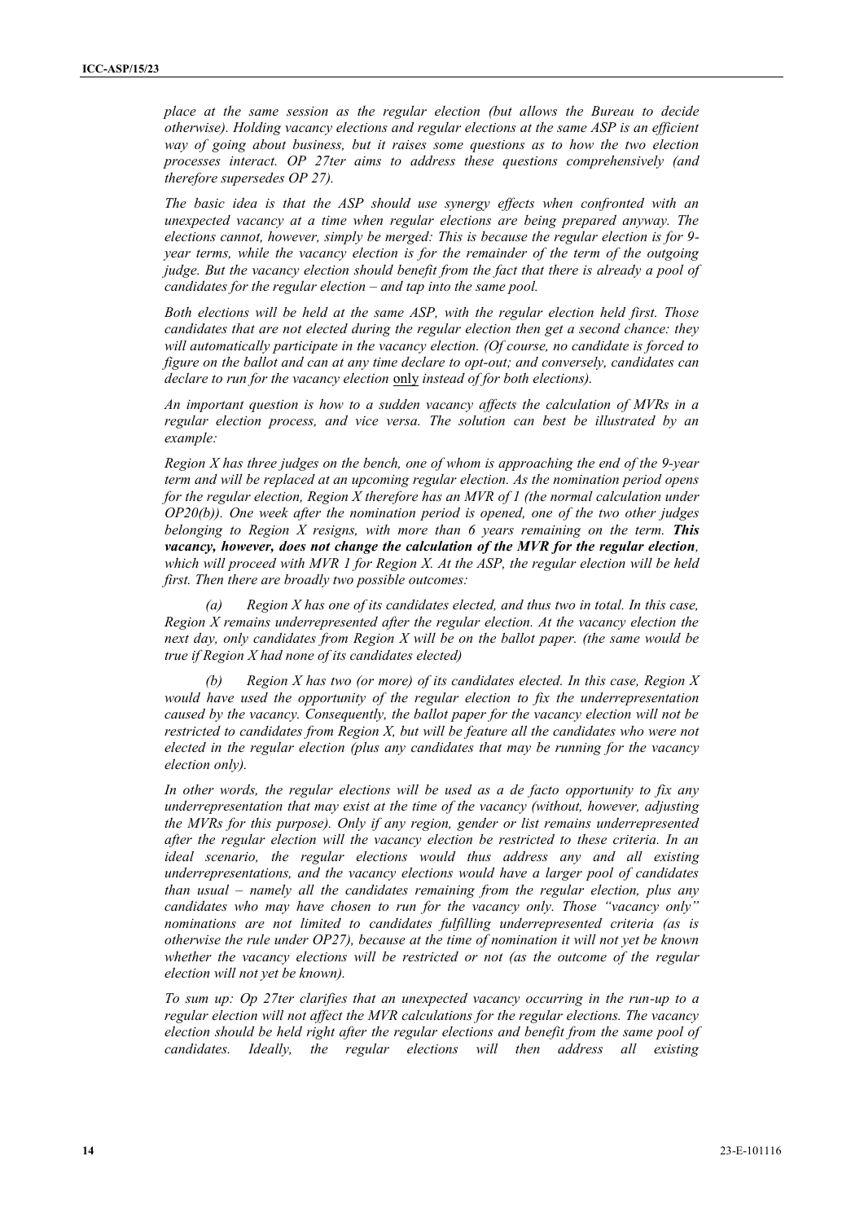*place at the same session as the regular election (but allows the Bureau to decide otherwise). Holding vacancy elections and regular elections at the same ASP is an efficient way of going about business, but it raises some questions as to how the two election processes interact. OP 27ter aims to address these questions comprehensively (and therefore supersedes OP 27).*

*The basic idea is that the ASP should use synergy effects when confronted with an unexpected vacancy at a time when regular elections are being prepared anyway. The elections cannot, however, simply be merged: This is because the regular election is for 9-year terms, while the vacancy election is for the remainder of the term of the outgoing judge. But the vacancy election should benefit from the fact that there is already a pool of candidates for the regular election – and tap into the same pool.*

*Both elections will be held at the same ASP, with the regular election held first. Those candidates that are not elected during the regular election then get a second chance: they will automatically participate in the vacancy election. (Of course, no candidate is forced to figure on the ballot and can at any time declare to opt-out; and conversely, candidates can declare to run for the vacancy election* <u>only</u> *instead of for both elections).*

*An important question is how to a sudden vacancy affects the calculation of MVRs in a regular election process, and vice versa. The solution can best be illustrated by an example:*

*Region X has three judges on the bench, one of whom is approaching the end of the 9-year term and will be replaced at an upcoming regular election. As the nomination period opens for the regular election, Region X therefore has an MVR of 1 (the normal calculation under OP20(b)). One week after the nomination period is opened, one of the two other judges belonging to Region X resigns, with more than 6 years remaining on the term.* ***This vacancy, however, does not change the calculation of the MVR for the regular election****, which will proceed with MVR 1 for Region X. At the ASP, the regular election will be held first. Then there are broadly two possible outcomes:*

*(a) Region X has one of its candidates elected, and thus two in total. In this case, Region X remains underrepresented after the regular election. At the vacancy election the next day, only candidates from Region X will be on the ballot paper. (the same would be true if Region X had none of its candidates elected)*

*(b) Region X has two (or more) of its candidates elected. In this case, Region X would have used the opportunity of the regular election to fix the underrepresentation caused by the vacancy. Consequently, the ballot paper for the vacancy election will not be restricted to candidates from Region X, but will be feature all the candidates who were not elected in the regular election (plus any candidates that may be running for the vacancy election only).*

*In other words, the regular elections will be used as a de facto opportunity to fix any underrepresentation that may exist at the time of the vacancy (without, however, adjusting the MVRs for this purpose). Only if any region, gender or list remains underrepresented after the regular election will the vacancy election be restricted to these criteria. In an ideal scenario, the regular elections would thus address any and all existing underrepresentations, and the vacancy elections would have a larger pool of candidates than usual – namely all the candidates remaining from the regular election, plus any candidates who may have chosen to run for the vacancy only. Those "vacancy only" nominations are not limited to candidates fulfilling underrepresented criteria (as is otherwise the rule under OP27), because at the time of nomination it will not yet be known whether the vacancy elections will be restricted or not (as the outcome of the regular election will not yet be known).*

*To sum up: Op 27ter clarifies that an unexpected vacancy occurring in the run-up to a regular election will not affect the MVR calculations for the regular elections. The vacancy election should be held right after the regular elections and benefit from the same pool of candidates. Ideally, the regular elections will then address all existing*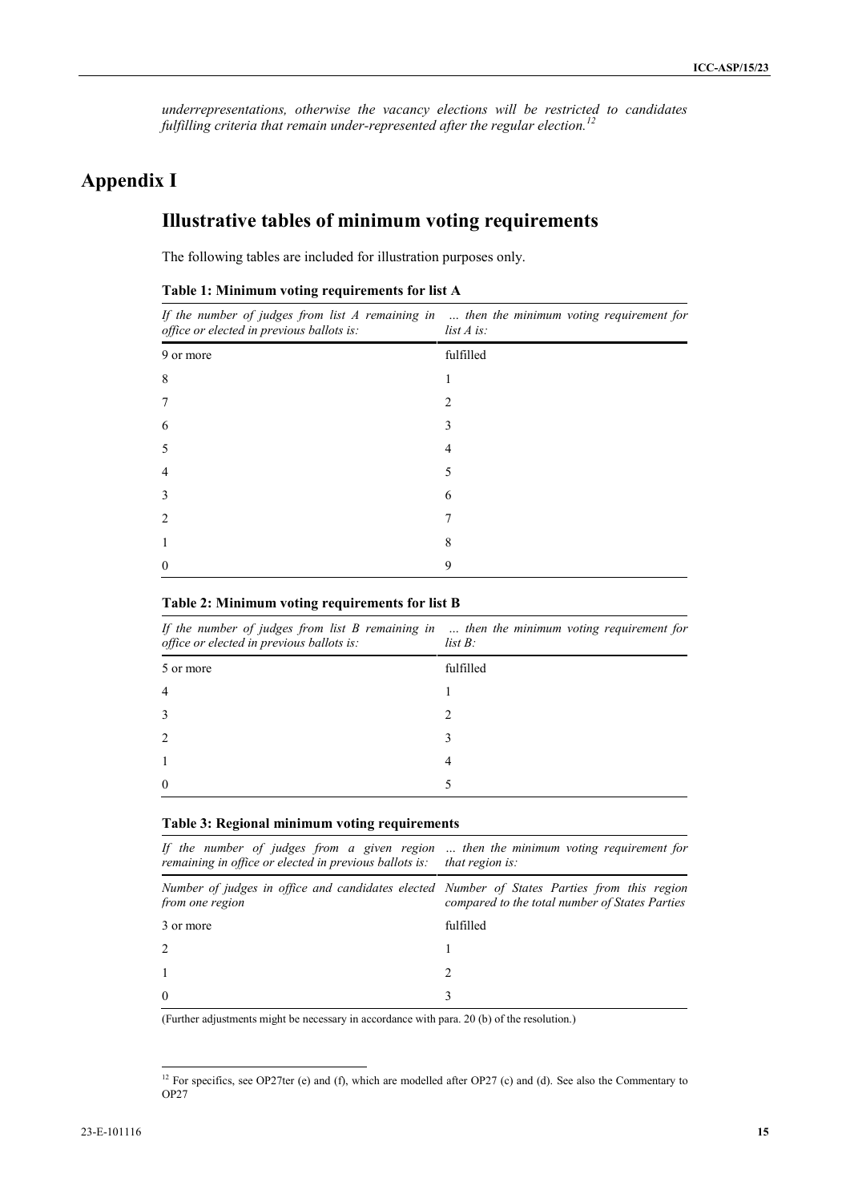*underrepresentations, otherwise the vacancy elections will be restricted to candidates fulfilling criteria that remain under-represented after the regular election.*[12]

# Appendix I

## Illustrative tables of minimum voting requirements

The following tables are included for illustration purposes only.

**Table 1: Minimum voting requirements for list A**

| *If the number of judges from list A remaining in office or elected in previous ballots is:* | *... then the minimum voting requirement for list A is:* |
|---|---|
| 9 or more | fulfilled |
| 8 | 1 |
| 7 | 2 |
| 6 | 3 |
| 5 | 4 |
| 4 | 5 |
| 3 | 6 |
| 2 | 7 |
| 1 | 8 |
| 0 | 9 |

**Table 2: Minimum voting requirements for list B**

| *If the number of judges from list B remaining in office or elected in previous ballots is:* | *... then the minimum voting requirement for list B:* |
|---|---|
| 5 or more | fulfilled |
| 4 | 1 |
| 3 | 2 |
| 2 | 3 |
| 1 | 4 |
| 0 | 5 |

**Table 3: Regional minimum voting requirements**

| *If the number of judges from a given region remaining in office or elected in previous ballots is:* | *... then the minimum voting requirement for that region is:* |
|---|---|
| *Number of judges in office and candidates elected from one region* | *Number of States Parties from this region compared to the total number of States Parties* |
| 3 or more | fulfilled |
| 2 | 1 |
| 1 | 2 |
| 0 | 3 |

(Further adjustments might be necessary in accordance with para. 20 (b) of the resolution.)

[12] For specifics, see OP27ter (e) and (f), which are modelled after OP27 (c) and (d). See also the Commentary to OP27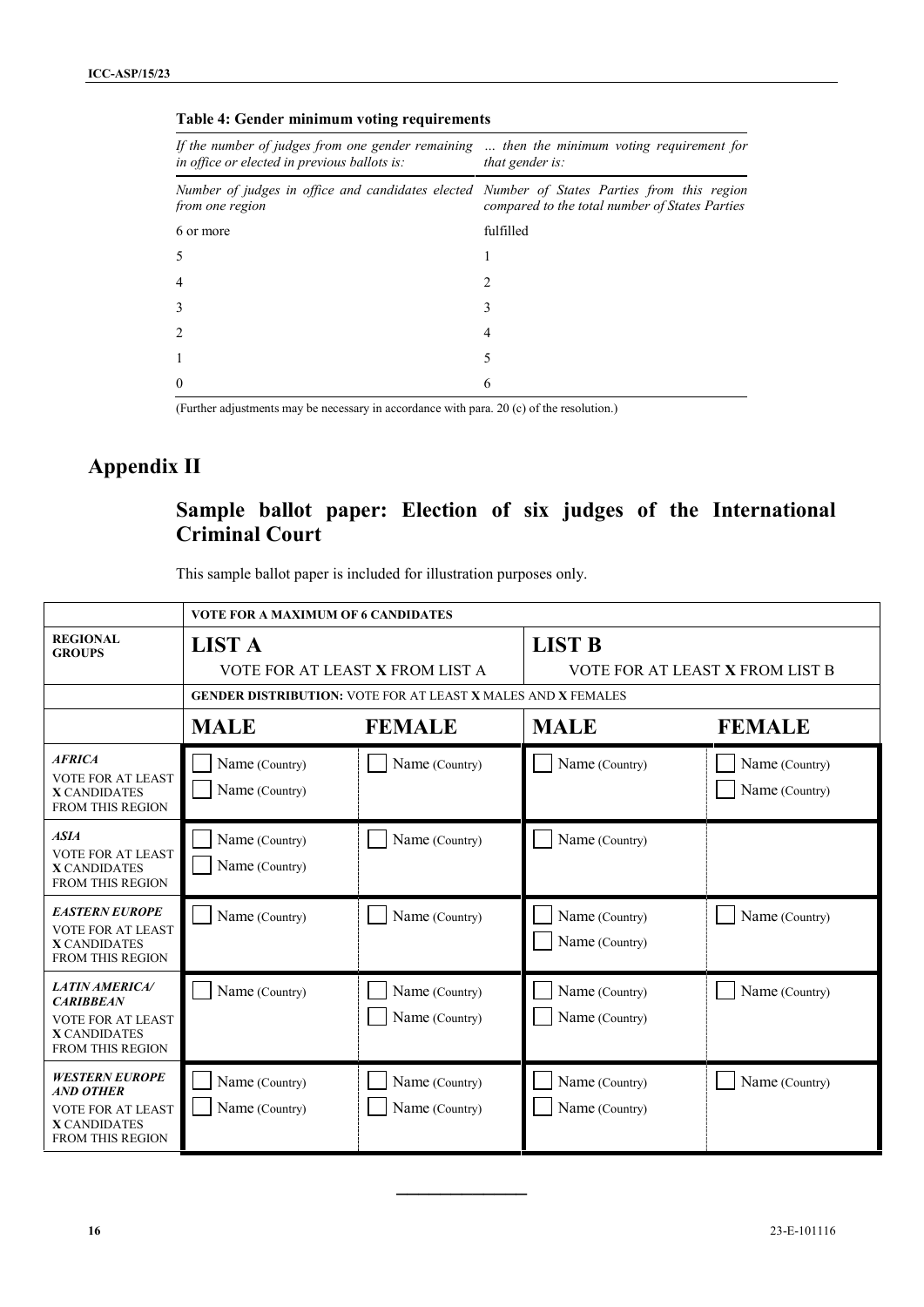**Table 4: Gender minimum voting requirements**

| *If the number of judges from one gender remaining in office or elected in previous ballots is:* | *... then the minimum voting requirement for that gender is:* |
|---|---|
| *Number of judges in office and candidates elected from one region* | *Number of States Parties from this region compared to the total number of States Parties* |
| 6 or more | fulfilled |
| 5 | 1 |
| 4 | 2 |
| 3 | 3 |
| 2 | 4 |
| 1 | 5 |
| 0 | 6 |

(Further adjustments may be necessary in accordance with para. 20 (c) of the resolution.)

# Appendix II

## Sample ballot paper: Election of six judges of the International Criminal Court

This sample ballot paper is included for illustration purposes only.

| | **VOTE FOR A MAXIMUM OF 6 CANDIDATES** | | | |
|---|---|---|---|---|
| **REGIONAL GROUPS** | **LIST A** VOTE FOR AT LEAST **X** FROM LIST A | | **LIST B** VOTE FOR AT LEAST **X** FROM LIST B | |
| | **GENDER DISTRIBUTION:** VOTE FOR AT LEAST **X** MALES AND **X** FEMALES | | | |
| | **MALE** | **FEMALE** | **MALE** | **FEMALE** |
| ***AFRICA*** VOTE FOR AT LEAST **X** CANDIDATES FROM THIS REGION | ☐ Name (Country) ☐ Name (Country) | ☐ Name (Country) | ☐ Name (Country) | ☐ Name (Country) ☐ Name (Country) |
| ***ASIA*** VOTE FOR AT LEAST **X** CANDIDATES FROM THIS REGION | ☐ Name (Country) ☐ Name (Country) | ☐ Name (Country) | ☐ Name (Country) | |
| ***EASTERN EUROPE*** VOTE FOR AT LEAST **X** CANDIDATES FROM THIS REGION | ☐ Name (Country) | ☐ Name (Country) | ☐ Name (Country) ☐ Name (Country) | ☐ Name (Country) |
| ***LATIN AMERICA/ CARIBBEAN*** VOTE FOR AT LEAST **X** CANDIDATES FROM THIS REGION | ☐ Name (Country) | ☐ Name (Country) ☐ Name (Country) | ☐ Name (Country) ☐ Name (Country) | ☐ Name (Country) |
| ***WESTERN EUROPE AND OTHER*** VOTE FOR AT LEAST **X** CANDIDATES FROM THIS REGION | ☐ Name (Country) ☐ Name (Country) | ☐ Name (Country) ☐ Name (Country) | ☐ Name (Country) ☐ Name (Country) | ☐ Name (Country) |